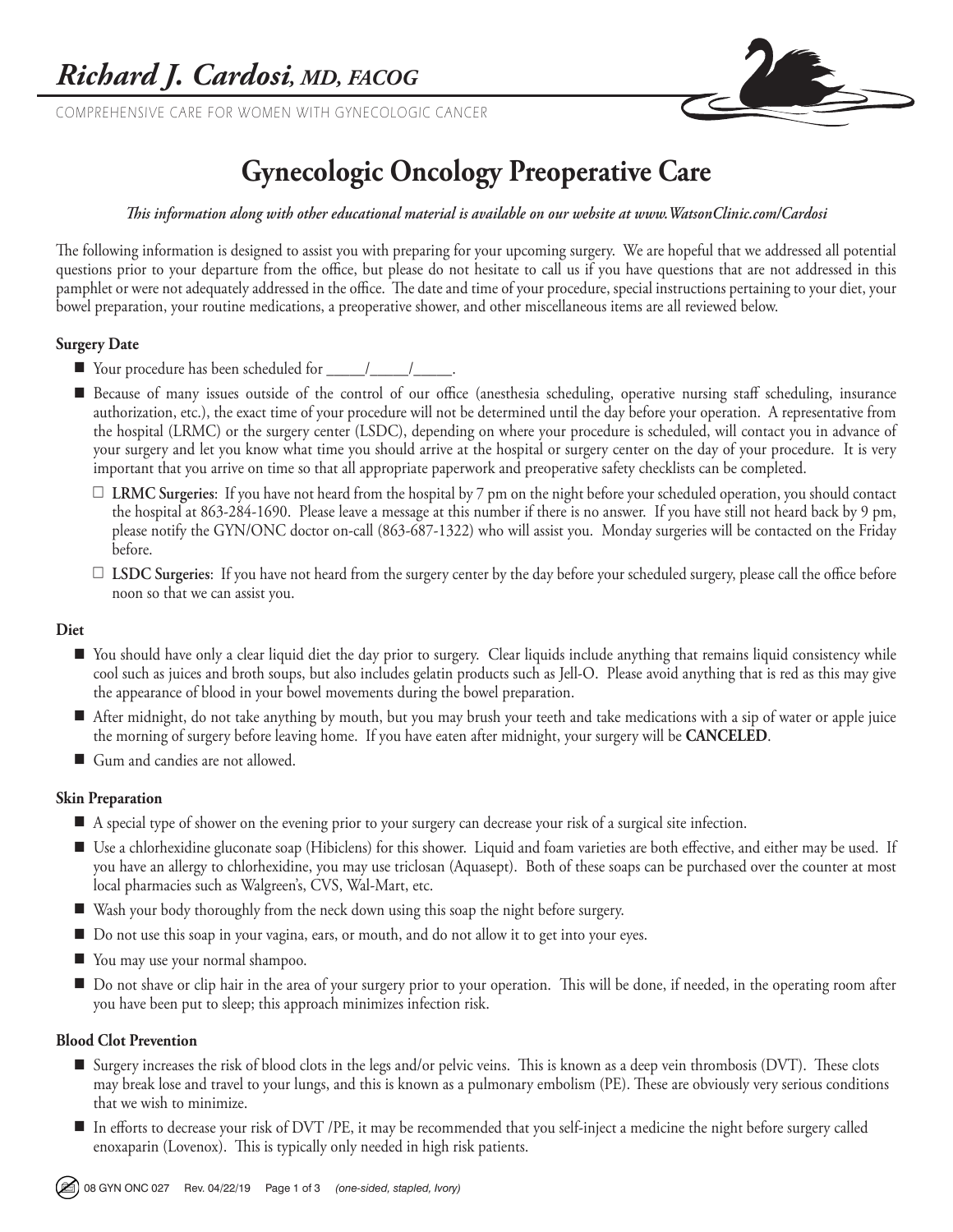# Richard J. Cardosi, *MD, FACOG*

COMPREHENSIVE CARE FOR WOMEN WITH GYNECOLOGIC CANCER

## Gynecologic Oncology Preoperative Care

*This information along with other educational material is available on our website at www.WatsonClinic.com/Cardosi*

The following information is designed to assist you with preparing for your upcoming surgery. We are hopeful that we addressed all potential questions prior to your departure from the office, but please do not hesitate to call us if you have questions that are not addressed in this pamphlet or were not adequately addressed in the office. The date and time of your procedure, special instructions pertaining to your diet, your bowel preparation, your routine medications, a preoperative shower, and other miscellaneous items are all reviewed below.

### Surgery Date

- Your procedure has been scheduled for _____/_____/_____.
- Because of many issues outside of the control of our office (anesthesia scheduling, operative nursing staff scheduling, insurance authorization, etc.), the exact time of your procedure will not be determined until the day before your operation. A representative from the hospital (LRMC) or the surgery center (LSDC), depending on where your procedure is scheduled, will contact you in advance of your surgery and let you know what time you should arrive at the hospital or surgery center on the day of your procedure. It is very important that you arrive on time so that all appropriate paperwork and preoperative safety checklists can be completed.
  - **LRMC Surgeries**: If you have not heard from the hospital by 7 pm on the night before your scheduled operation, you should contact the hospital at 863-284-1690. Please leave a message at this number if there is no answer. If you have still not heard back by 9 pm, please notify the GYN/ONC doctor on-call (863-687-1322) who will assist you. Monday surgeries will be contacted on the Friday before.
  - **LSDC Surgeries**: If you have not heard from the surgery center by the day before your scheduled surgery, please call the office before noon so that we can assist you.

### Diet

- You should have only a clear liquid diet the day prior to surgery. Clear liquids include anything that remains liquid consistency while cool such as juices and broth soups, but also includes gelatin products such as Jell-O. Please avoid anything that is red as this may give the appearance of blood in your bowel movements during the bowel preparation.
- After midnight, do not take anything by mouth, but you may brush your teeth and take medications with a sip of water or apple juice the morning of surgery before leaving home. If you have eaten after midnight, your surgery will be **CANCELED**.
- Gum and candies are not allowed.

### Skin Preparation

- A special type of shower on the evening prior to your surgery can decrease your risk of a surgical site infection.
- Use a chlorhexidine gluconate soap (Hibiclens) for this shower. Liquid and foam varieties are both effective, and either may be used. If you have an allergy to chlorhexidine, you may use triclosan (Aquasept). Both of these soaps can be purchased over the counter at most local pharmacies such as Walgreen's, CVS, Wal-Mart, etc.
- Wash your body thoroughly from the neck down using this soap the night before surgery.
- Do not use this soap in your vagina, ears, or mouth, and do not allow it to get into your eyes.
- You may use your normal shampoo.
- Do not shave or clip hair in the area of your surgery prior to your operation. This will be done, if needed, in the operating room after you have been put to sleep; this approach minimizes infection risk.

### Blood Clot Prevention

- Surgery increases the risk of blood clots in the legs and/or pelvic veins. This is known as a deep vein thrombosis (DVT). These clots may break lose and travel to your lungs, and this is known as a pulmonary embolism (PE). These are obviously very serious conditions that we wish to minimize.
- In efforts to decrease your risk of DVT /PE, it may be recommended that you self-inject a medicine the night before surgery called enoxaparin (Lovenox). This is typically only needed in high risk patients.

08 GYN ONC 027 Rev. 04/22/19 *(one-sided, stapled, Ivory)*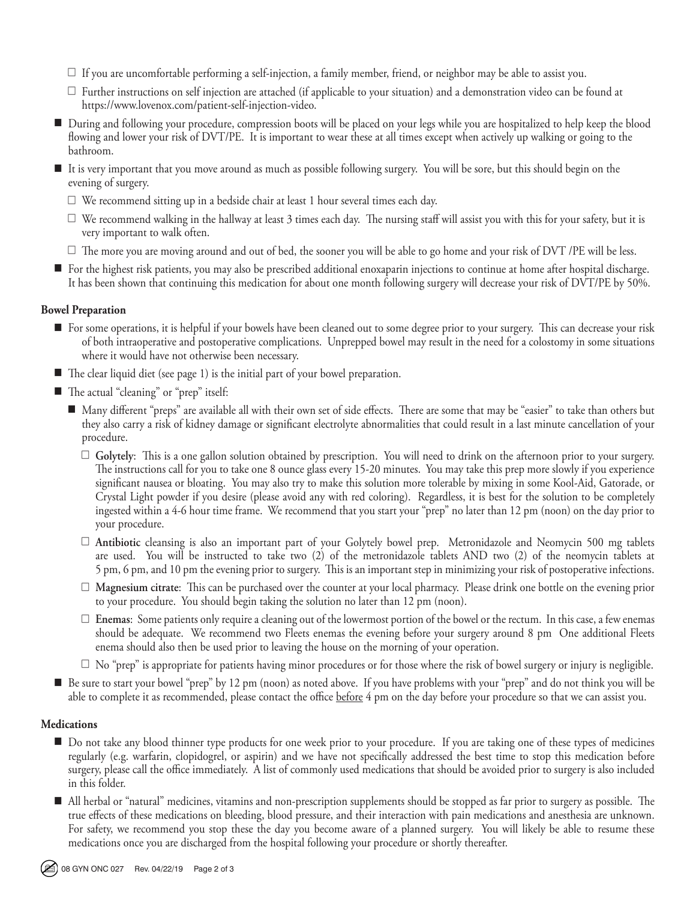- If you are uncomfortable performing a self-injection, a family member, friend, or neighbor may be able to assist you.
- Further instructions on self injection are attached (if applicable to your situation) and a demonstration video can be found at https://www.lovenox.com/patient-self-injection-video.

- During and following your procedure, compression boots will be placed on your legs while you are hospitalized to help keep the blood flowing and lower your risk of DVT/PE. It is important to wear these at all times except when actively up walking or going to the bathroom.
- It is very important that you move around as much as possible following surgery. You will be sore, but this should begin on the evening of surgery.
  - We recommend sitting up in a bedside chair at least 1 hour several times each day.
  - We recommend walking in the hallway at least 3 times each day. The nursing staff will assist you with this for your safety, but it is very important to walk often.
  - The more you are moving around and out of bed, the sooner you will be able to go home and your risk of DVT /PE will be less.
- For the highest risk patients, you may also be prescribed additional enoxaparin injections to continue at home after hospital discharge. It has been shown that continuing this medication for about one month following surgery will decrease your risk of DVT/PE by 50%.

**Bowel Preparation**

- For some operations, it is helpful if your bowels have been cleaned out to some degree prior to your surgery. This can decrease your risk of both intraoperative and postoperative complications. Unprepped bowel may result in the need for a colostomy in some situations where it would have not otherwise been necessary.
- The clear liquid diet (see page 1) is the initial part of your bowel preparation.
- The actual "cleaning" or "prep" itself:
  - Many different "preps" are available all with their own set of side effects. There are some that may be "easier" to take than others but they also carry a risk of kidney damage or significant electrolyte abnormalities that could result in a last minute cancellation of your procedure.
    - **Golytely**: This is a one gallon solution obtained by prescription. You will need to drink on the afternoon prior to your surgery. The instructions call for you to take one 8 ounce glass every 15-20 minutes. You may take this prep more slowly if you experience significant nausea or bloating. You may also try to make this solution more tolerable by mixing in some Kool-Aid, Gatorade, or Crystal Light powder if you desire (please avoid any with red coloring). Regardless, it is best for the solution to be completely ingested within a 4-6 hour time frame. We recommend that you start your "prep" no later than 12 pm (noon) on the day prior to your procedure.
    - **Antibiotic** cleansing is also an important part of your Golytely bowel prep. Metronidazole and Neomycin 500 mg tablets are used. You will be instructed to take two (2) of the metronidazole tablets AND two (2) of the neomycin tablets at 5 pm, 6 pm, and 10 pm the evening prior to surgery. This is an important step in minimizing your risk of postoperative infections.
    - **Magnesium citrate**: This can be purchased over the counter at your local pharmacy. Please drink one bottle on the evening prior to your procedure. You should begin taking the solution no later than 12 pm (noon).
    - **Enemas**: Some patients only require a cleaning out of the lowermost portion of the bowel or the rectum. In this case, a few enemas should be adequate. We recommend two Fleets enemas the evening before your surgery around 8 pm One additional Fleets enema should also then be used prior to leaving the house on the morning of your operation.
    - No "prep" is appropriate for patients having minor procedures or for those where the risk of bowel surgery or injury is negligible.
- Be sure to start your bowel "prep" by 12 pm (noon) as noted above. If you have problems with your "prep" and do not think you will be able to complete it as recommended, please contact the office before 4 pm on the day before your procedure so that we can assist you.

**Medications**

- Do not take any blood thinner type products for one week prior to your procedure. If you are taking one of these types of medicines regularly (e.g. warfarin, clopidogrel, or aspirin) and we have not specifically addressed the best time to stop this medication before surgery, please call the office immediately. A list of commonly used medications that should be avoided prior to surgery is also included in this folder.
- All herbal or "natural" medicines, vitamins and non-prescription supplements should be stopped as far prior to surgery as possible. The true effects of these medications on bleeding, blood pressure, and their interaction with pain medications and anesthesia are unknown. For safety, we recommend you stop these the day you become aware of a planned surgery. You will likely be able to resume these medications once you are discharged from the hospital following your procedure or shortly thereafter.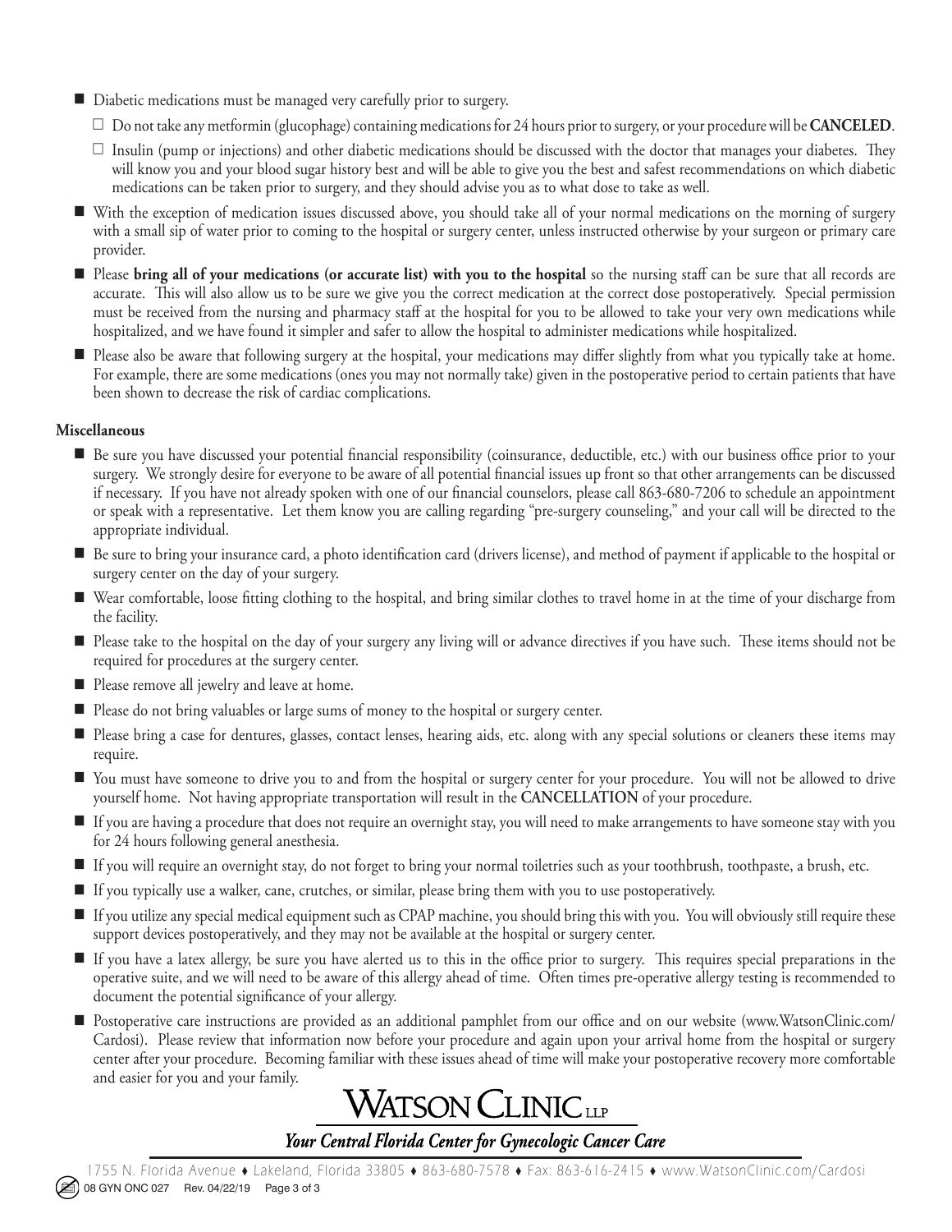- Diabetic medications must be managed very carefully prior to surgery.
  - Do not take any metformin (glucophage) containing medications for 24 hours prior to surgery, or your procedure will be **CANCELED**.
  - Insulin (pump or injections) and other diabetic medications should be discussed with the doctor that manages your diabetes. They will know you and your blood sugar history best and will be able to give you the best and safest recommendations on which diabetic medications can be taken prior to surgery, and they should advise you as to what dose to take as well.
- With the exception of medication issues discussed above, you should take all of your normal medications on the morning of surgery with a small sip of water prior to coming to the hospital or surgery center, unless instructed otherwise by your surgeon or primary care provider.
- Please **bring all of your medications (or accurate list) with you to the hospital** so the nursing staff can be sure that all records are accurate. This will also allow us to be sure we give you the correct medication at the correct dose postoperatively. Special permission must be received from the nursing and pharmacy staff at the hospital for you to be allowed to take your very own medications while hospitalized, and we have found it simpler and safer to allow the hospital to administer medications while hospitalized.
- Please also be aware that following surgery at the hospital, your medications may differ slightly from what you typically take at home. For example, there are some medications (ones you may not normally take) given in the postoperative period to certain patients that have been shown to decrease the risk of cardiac complications.

**Miscellaneous**

- Be sure you have discussed your potential financial responsibility (coinsurance, deductible, etc.) with our business office prior to your surgery. We strongly desire for everyone to be aware of all potential financial issues up front so that other arrangements can be discussed if necessary. If you have not already spoken with one of our financial counselors, please call 863-680-7206 to schedule an appointment or speak with a representative. Let them know you are calling regarding "pre-surgery counseling," and your call will be directed to the appropriate individual.
- Be sure to bring your insurance card, a photo identification card (drivers license), and method of payment if applicable to the hospital or surgery center on the day of your surgery.
- Wear comfortable, loose fitting clothing to the hospital, and bring similar clothes to travel home in at the time of your discharge from the facility.
- Please take to the hospital on the day of your surgery any living will or advance directives if you have such. These items should not be required for procedures at the surgery center.
- Please remove all jewelry and leave at home.
- Please do not bring valuables or large sums of money to the hospital or surgery center.
- Please bring a case for dentures, glasses, contact lenses, hearing aids, etc. along with any special solutions or cleaners these items may require.
- You must have someone to drive you to and from the hospital or surgery center for your procedure. You will not be allowed to drive yourself home. Not having appropriate transportation will result in the **CANCELLATION** of your procedure.
- If you are having a procedure that does not require an overnight stay, you will need to make arrangements to have someone stay with you for 24 hours following general anesthesia.
- If you will require an overnight stay, do not forget to bring your normal toiletries such as your toothbrush, toothpaste, a brush, etc.
- If you typically use a walker, cane, crutches, or similar, please bring them with you to use postoperatively.
- If you utilize any special medical equipment such as CPAP machine, you should bring this with you. You will obviously still require these support devices postoperatively, and they may not be available at the hospital or surgery center.
- If you have a latex allergy, be sure you have alerted us to this in the office prior to surgery. This requires special preparations in the operative suite, and we will need to be aware of this allergy ahead of time. Often times pre-operative allergy testing is recommended to document the potential significance of your allergy.
- Postoperative care instructions are provided as an additional pamphlet from our office and on our website (www.WatsonClinic.com/Cardosi). Please review that information now before your procedure and again upon your arrival home from the hospital or surgery center after your procedure. Becoming familiar with these issues ahead of time will make your postoperative recovery more comfortable and easier for you and your family.

WATSON CLINIC LLP

*Your Central Florida Center for Gynecologic Cancer Care*

1755 N. Florida Avenue ♦ Lakeland, Florida 33805 ♦ 863-680-7578 ♦ Fax: 863-616-2415 ♦ www.WatsonClinic.com/Cardosi

08 GYN ONC 027 Rev. 04/22/19